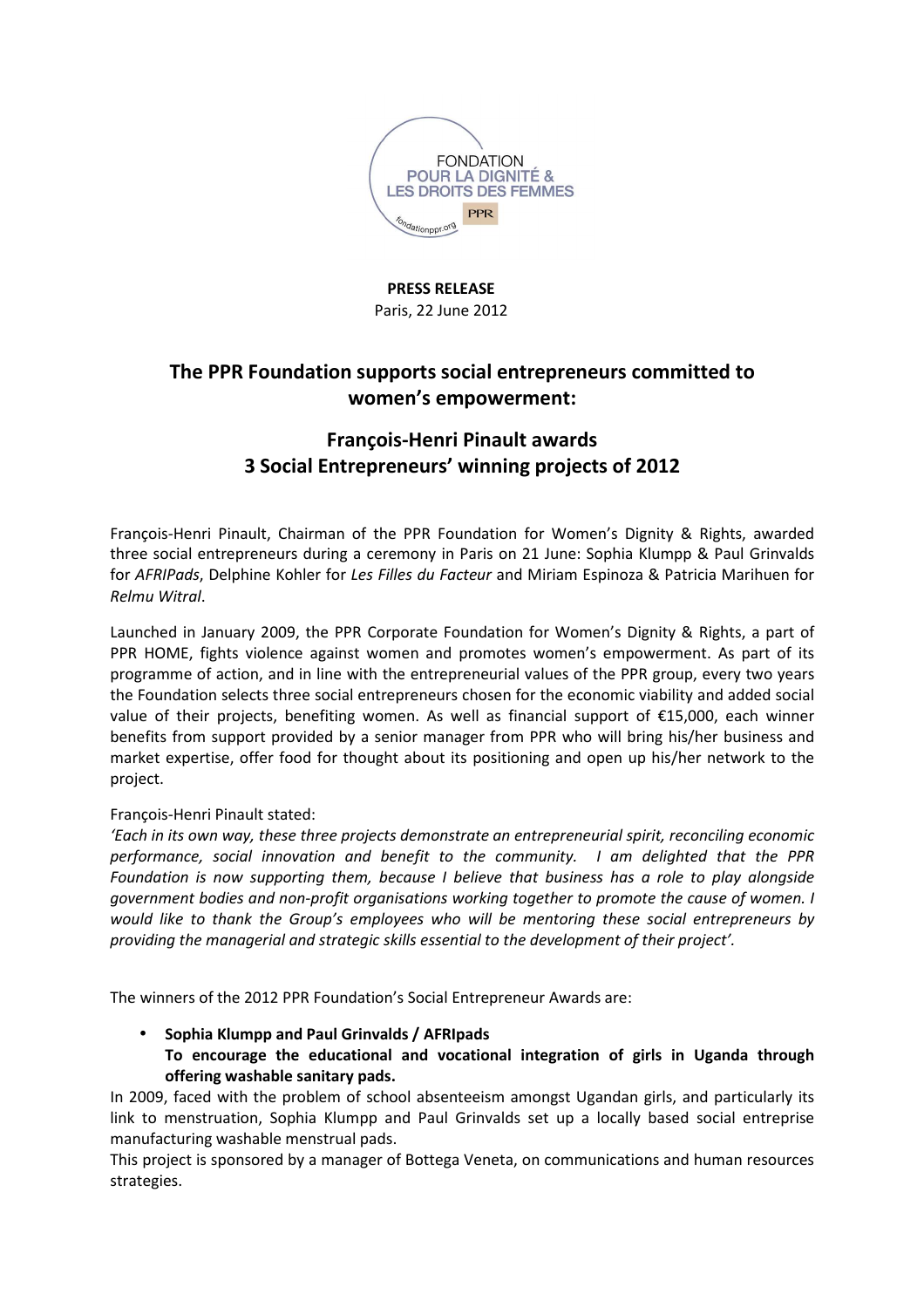FONDATION
POUR LA DIGNITÉ &
LES DROITS DES FEMMES
PPR
fondationppr.org

**PRESS RELEASE**
Paris, 22 June 2012

# The PPR Foundation supports social entrepreneurs committed to women's empowerment:

# François-Henri Pinault awards 3 Social Entrepreneurs' winning projects of 2012

François-Henri Pinault, Chairman of the PPR Foundation for Women's Dignity & Rights, awarded three social entrepreneurs during a ceremony in Paris on 21 June: Sophia Klumpp & Paul Grinvalds for *AFRIPads*, Delphine Kohler for *Les Filles du Facteur* and Miriam Espinoza & Patricia Marihuen for *Relmu Witral*.

Launched in January 2009, the PPR Corporate Foundation for Women's Dignity & Rights, a part of PPR HOME, fights violence against women and promotes women's empowerment. As part of its programme of action, and in line with the entrepreneurial values of the PPR group, every two years the Foundation selects three social entrepreneurs chosen for the economic viability and added social value of their projects, benefiting women. As well as financial support of €15,000, each winner benefits from support provided by a senior manager from PPR who will bring his/her business and market expertise, offer food for thought about its positioning and open up his/her network to the project.

François-Henri Pinault stated:
*'Each in its own way, these three projects demonstrate an entrepreneurial spirit, reconciling economic performance, social innovation and benefit to the community. I am delighted that the PPR Foundation is now supporting them, because I believe that business has a role to play alongside government bodies and non-profit organisations working together to promote the cause of women. I would like to thank the Group's employees who will be mentoring these social entrepreneurs by providing the managerial and strategic skills essential to the development of their project'.*

The winners of the 2012 PPR Foundation's Social Entrepreneur Awards are:

- **Sophia Klumpp and Paul Grinvalds / AFRIpads**
  **To encourage the educational and vocational integration of girls in Uganda through offering washable sanitary pads.**

In 2009, faced with the problem of school absenteeism amongst Ugandan girls, and particularly its link to menstruation, Sophia Klumpp and Paul Grinvalds set up a locally based social entreprise manufacturing washable menstrual pads.
This project is sponsored by a manager of Bottega Veneta, on communications and human resources strategies.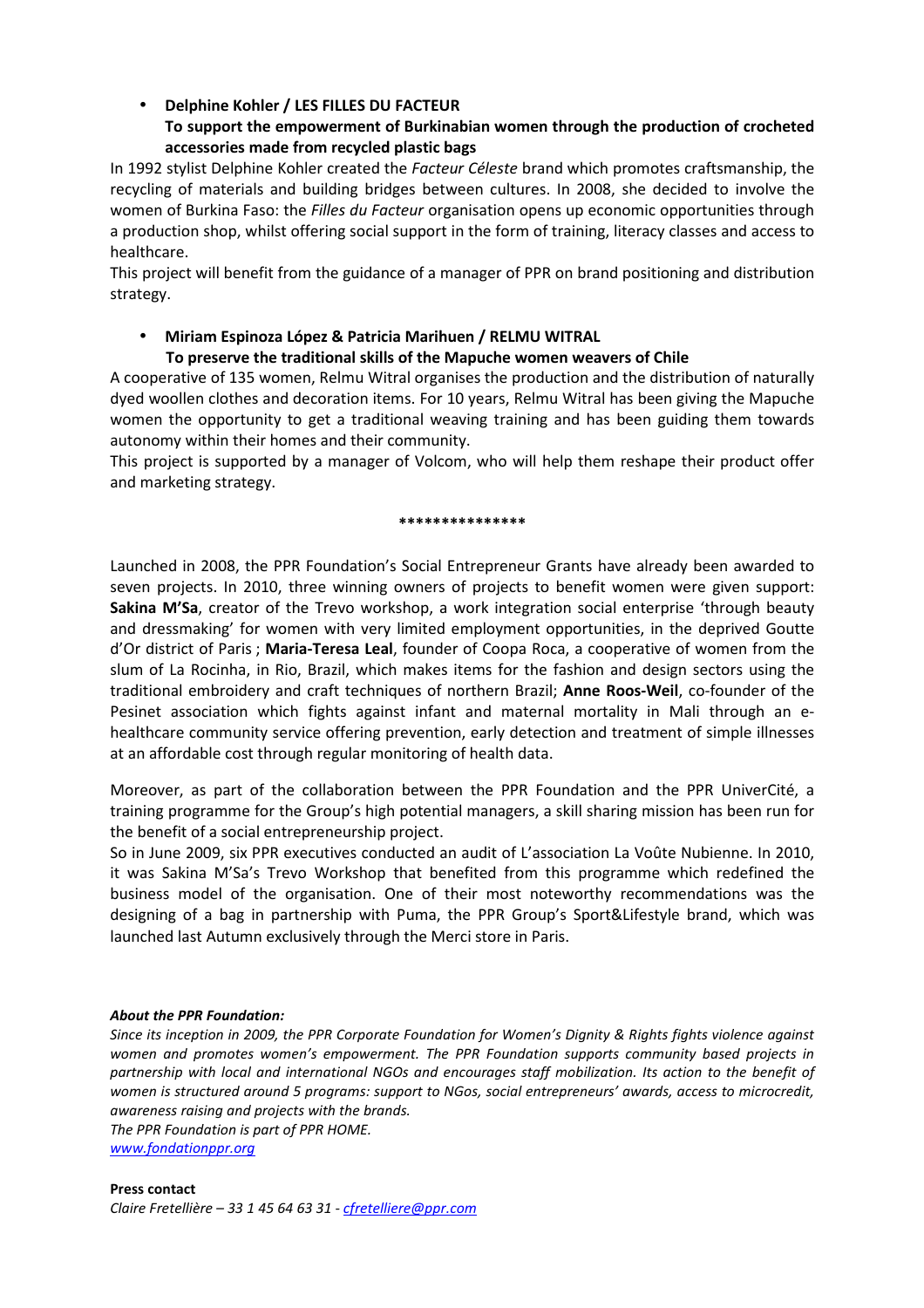- **Delphine Kohler / LES FILLES DU FACTEUR**
  **To support the empowerment of Burkinabian women through the production of crocheted accessories made from recycled plastic bags**

In 1992 stylist Delphine Kohler created the *Facteur Céleste* brand which promotes craftsmanship, the recycling of materials and building bridges between cultures. In 2008, she decided to involve the women of Burkina Faso: the *Filles du Facteur* organisation opens up economic opportunities through a production shop, whilst offering social support in the form of training, literacy classes and access to healthcare.

This project will benefit from the guidance of a manager of PPR on brand positioning and distribution strategy.

- **Miriam Espinoza López & Patricia Marihuen / RELMU WITRAL**
  **To preserve the traditional skills of the Mapuche women weavers of Chile**

A cooperative of 135 women, Relmu Witral organises the production and the distribution of naturally dyed woollen clothes and decoration items. For 10 years, Relmu Witral has been giving the Mapuche women the opportunity to get a traditional weaving training and has been guiding them towards autonomy within their homes and their community.

This project is supported by a manager of Volcom, who will help them reshape their product offer and marketing strategy.

***************

Launched in 2008, the PPR Foundation's Social Entrepreneur Grants have already been awarded to seven projects. In 2010, three winning owners of projects to benefit women were given support: **Sakina M'Sa**, creator of the Trevo workshop, a work integration social enterprise 'through beauty and dressmaking' for women with very limited employment opportunities, in the deprived Goutte d'Or district of Paris ; **Maria-Teresa Leal**, founder of Coopa Roca, a cooperative of women from the slum of La Rocinha, in Rio, Brazil, which makes items for the fashion and design sectors using the traditional embroidery and craft techniques of northern Brazil; **Anne Roos-Weil**, co-founder of the Pesinet association which fights against infant and maternal mortality in Mali through an e-healthcare community service offering prevention, early detection and treatment of simple illnesses at an affordable cost through regular monitoring of health data.

Moreover, as part of the collaboration between the PPR Foundation and the PPR UniverCité, a training programme for the Group's high potential managers, a skill sharing mission has been run for the benefit of a social entrepreneurship project.

So in June 2009, six PPR executives conducted an audit of L'association La Voûte Nubienne. In 2010, it was Sakina M'Sa's Trevo Workshop that benefited from this programme which redefined the business model of the organisation. One of their most noteworthy recommendations was the designing of a bag in partnership with Puma, the PPR Group's Sport&Lifestyle brand, which was launched last Autumn exclusively through the Merci store in Paris.

***About the PPR Foundation:***

*Since its inception in 2009, the PPR Corporate Foundation for Women's Dignity & Rights fights violence against women and promotes women's empowerment. The PPR Foundation supports community based projects in partnership with local and international NGOs and encourages staff mobilization. Its action to the benefit of women is structured around 5 programs: support to NGOs, social entrepreneurs' awards, access to microcredit, awareness raising and projects with the brands.*

*The PPR Foundation is part of PPR HOME.*

*www.fondationppr.org*

**Press contact**

*Claire Fretellière – 33 1 45 64 63 31 - cfretelliere@ppr.com*